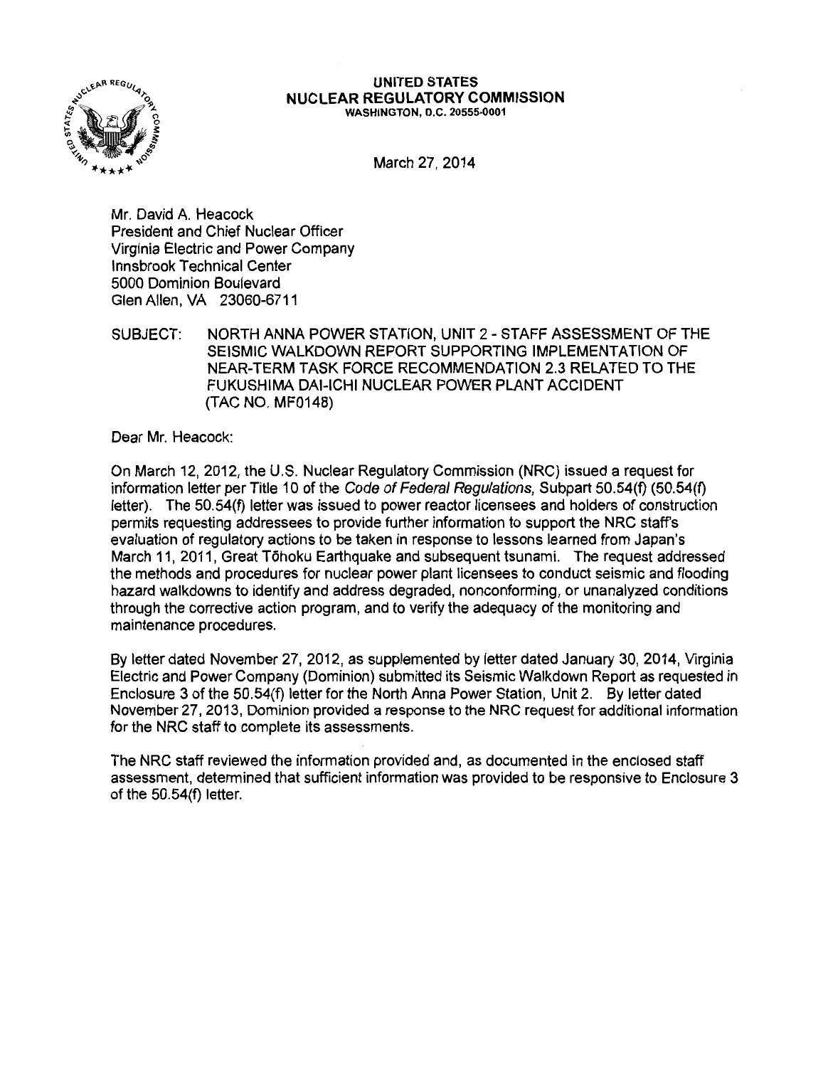**UNITED STATES**
**NUCLEAR REGULATORY COMMISSION**
WASHINGTON, D.C. 20555-0001

March 27, 2014

Mr. David A. Heacock
President and Chief Nuclear Officer
Virginia Electric and Power Company
Innsbrook Technical Center
5000 Dominion Boulevard
Glen Allen, VA 23060-6711

SUBJECT: NORTH ANNA POWER STATION, UNIT 2 - STAFF ASSESSMENT OF THE SEISMIC WALKDOWN REPORT SUPPORTING IMPLEMENTATION OF NEAR-TERM TASK FORCE RECOMMENDATION 2.3 RELATED TO THE FUKUSHIMA DAI-ICHI NUCLEAR POWER PLANT ACCIDENT (TAC NO. MF0148)

Dear Mr. Heacock:

On March 12, 2012, the U.S. Nuclear Regulatory Commission (NRC) issued a request for information letter per Title 10 of the *Code of Federal Regulations*, Subpart 50.54(f) (50.54(f) letter). The 50.54(f) letter was issued to power reactor licensees and holders of construction permits requesting addressees to provide further information to support the NRC staff's evaluation of regulatory actions to be taken in response to lessons learned from Japan's March 11, 2011, Great Tōhoku Earthquake and subsequent tsunami. The request addressed the methods and procedures for nuclear power plant licensees to conduct seismic and flooding hazard walkdowns to identify and address degraded, nonconforming, or unanalyzed conditions through the corrective action program, and to verify the adequacy of the monitoring and maintenance procedures.

By letter dated November 27, 2012, as supplemented by letter dated January 30, 2014, Virginia Electric and Power Company (Dominion) submitted its Seismic Walkdown Report as requested in Enclosure 3 of the 50.54(f) letter for the North Anna Power Station, Unit 2. By letter dated November 27, 2013, Dominion provided a response to the NRC request for additional information for the NRC staff to complete its assessments.

The NRC staff reviewed the information provided and, as documented in the enclosed staff assessment, determined that sufficient information was provided to be responsive to Enclosure 3 of the 50.54(f) letter.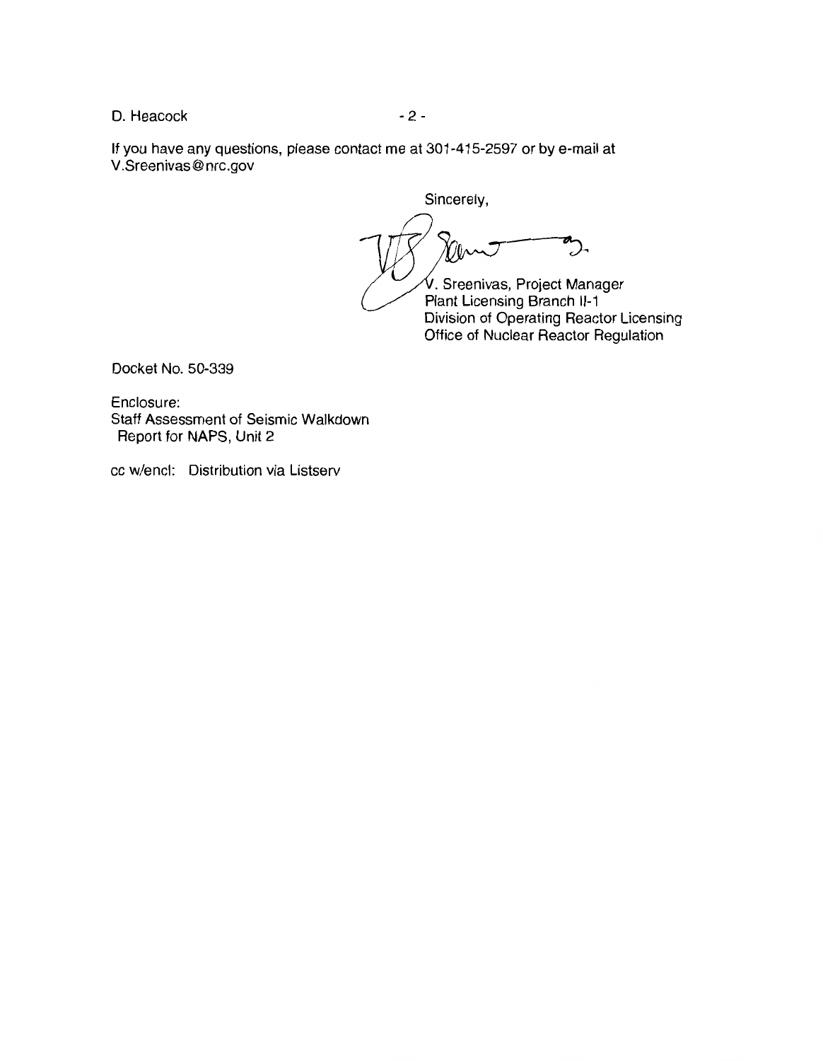If you have any questions, please contact me at 301-415-2597 or by e-mail at V.Sreenivas@nrc.gov

Sincerely,

V. Sreenivas, Project Manager
Plant Licensing Branch II-1
Division of Operating Reactor Licensing
Office of Nuclear Reactor Regulation

Docket No. 50-339

Enclosure:
Staff Assessment of Seismic Walkdown Report for NAPS, Unit 2

cc w/encl: Distribution via Listserv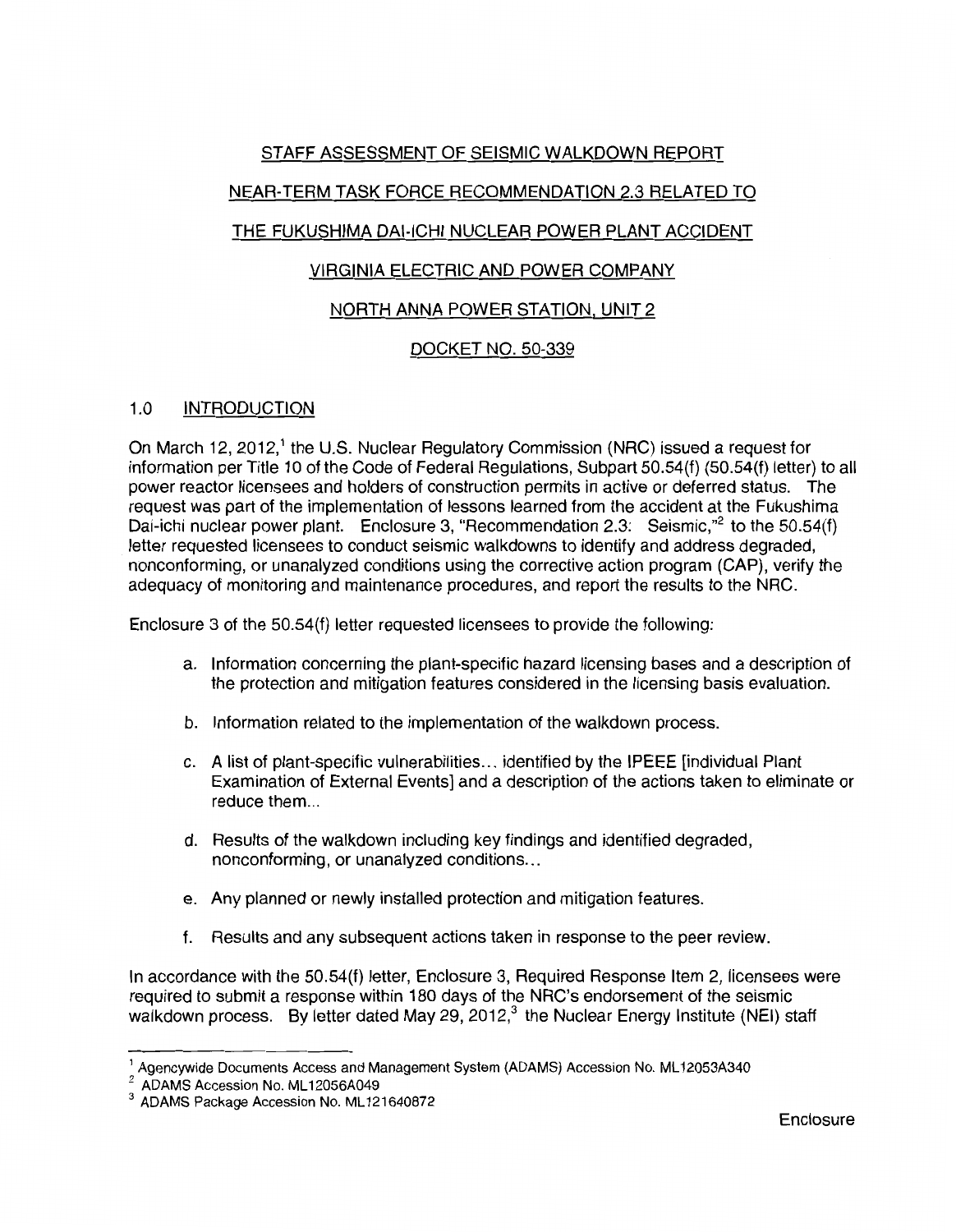STAFF ASSESSMENT OF SEISMIC WALKDOWN REPORT

NEAR-TERM TASK FORCE RECOMMENDATION 2.3 RELATED TO

THE FUKUSHIMA DAI-ICHI NUCLEAR POWER PLANT ACCIDENT

VIRGINIA ELECTRIC AND POWER COMPANY

NORTH ANNA POWER STATION, UNIT 2

DOCKET NO. 50-339

## 1.0 INTRODUCTION

On March 12, 2012,[1] the U.S. Nuclear Regulatory Commission (NRC) issued a request for information per Title 10 of the Code of Federal Regulations, Subpart 50.54(f) (50.54(f) letter) to all power reactor licensees and holders of construction permits in active or deferred status. The request was part of the implementation of lessons learned from the accident at the Fukushima Dai-ichi nuclear power plant. Enclosure 3, "Recommendation 2.3: Seismic,"[2] to the 50.54(f) letter requested licensees to conduct seismic walkdowns to identify and address degraded, nonconforming, or unanalyzed conditions using the corrective action program (CAP), verify the adequacy of monitoring and maintenance procedures, and report the results to the NRC.

Enclosure 3 of the 50.54(f) letter requested licensees to provide the following:

a. Information concerning the plant-specific hazard licensing bases and a description of the protection and mitigation features considered in the licensing basis evaluation.

b. Information related to the implementation of the walkdown process.

c. A list of plant-specific vulnerabilities... identified by the IPEEE [individual Plant Examination of External Events] and a description of the actions taken to eliminate or reduce them...

d. Results of the walkdown including key findings and identified degraded, nonconforming, or unanalyzed conditions...

e. Any planned or newly installed protection and mitigation features.

f. Results and any subsequent actions taken in response to the peer review.

In accordance with the 50.54(f) letter, Enclosure 3, Required Response Item 2, licensees were required to submit a response within 180 days of the NRC's endorsement of the seismic walkdown process. By letter dated May 29, 2012,[3] the Nuclear Energy Institute (NEI) staff

---

[1] Agencywide Documents Access and Management System (ADAMS) Accession No. ML12053A340

[2] ADAMS Accession No. ML12056A049

[3] ADAMS Package Accession No. ML121640872

Enclosure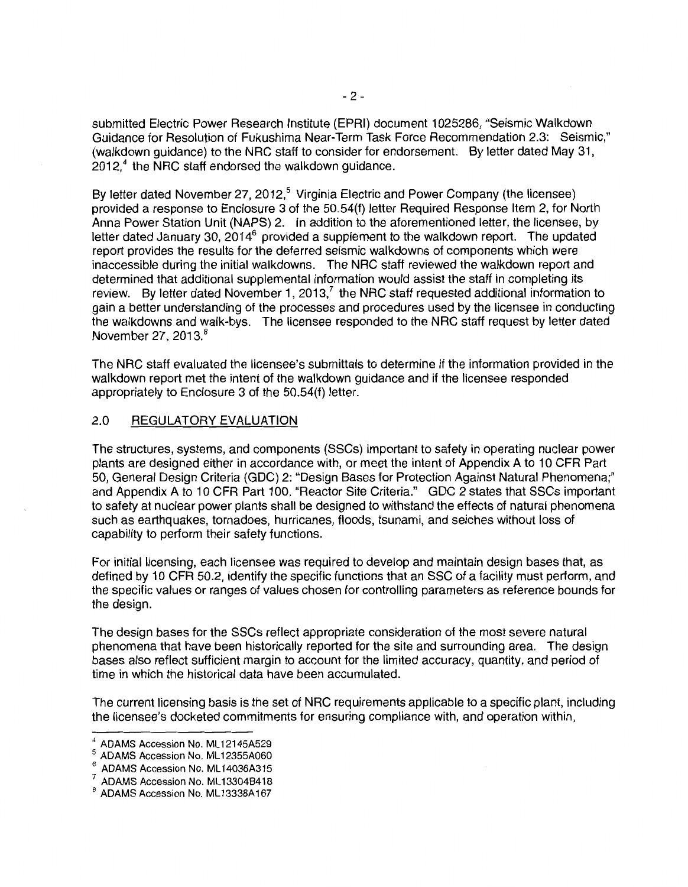submitted Electric Power Research Institute (EPRI) document 1025286, "Seismic Walkdown Guidance for Resolution of Fukushima Near-Term Task Force Recommendation 2.3: Seismic," (walkdown guidance) to the NRC staff to consider for endorsement. By letter dated May 31, 2012,[4] the NRC staff endorsed the walkdown guidance.

By letter dated November 27, 2012,[5] Virginia Electric and Power Company (the licensee) provided a response to Enclosure 3 of the 50.54(f) letter Required Response Item 2, for North Anna Power Station Unit (NAPS) 2. In addition to the aforementioned letter, the licensee, by letter dated January 30, 2014[6] provided a supplement to the walkdown report. The updated report provides the results for the deferred seismic walkdowns of components which were inaccessible during the initial walkdowns. The NRC staff reviewed the walkdown report and determined that additional supplemental information would assist the staff in completing its review. By letter dated November 1, 2013,[7] the NRC staff requested additional information to gain a better understanding of the processes and procedures used by the licensee in conducting the walkdowns and walk-bys. The licensee responded to the NRC staff request by letter dated November 27, 2013.[8]

The NRC staff evaluated the licensee's submittals to determine if the information provided in the walkdown report met the intent of the walkdown guidance and if the licensee responded appropriately to Enclosure 3 of the 50.54(f) letter.

## 2.0 REGULATORY EVALUATION

The structures, systems, and components (SSCs) important to safety in operating nuclear power plants are designed either in accordance with, or meet the intent of Appendix A to 10 CFR Part 50, General Design Criteria (GDC) 2: "Design Bases for Protection Against Natural Phenomena;" and Appendix A to 10 CFR Part 100, "Reactor Site Criteria." GDC 2 states that SSCs important to safety at nuclear power plants shall be designed to withstand the effects of natural phenomena such as earthquakes, tornadoes, hurricanes, floods, tsunami, and seiches without loss of capability to perform their safety functions.

For initial licensing, each licensee was required to develop and maintain design bases that, as defined by 10 CFR 50.2, identify the specific functions that an SSC of a facility must perform, and the specific values or ranges of values chosen for controlling parameters as reference bounds for the design.

The design bases for the SSCs reflect appropriate consideration of the most severe natural phenomena that have been historically reported for the site and surrounding area. The design bases also reflect sufficient margin to account for the limited accuracy, quantity, and period of time in which the historical data have been accumulated.

The current licensing basis is the set of NRC requirements applicable to a specific plant, including the licensee's docketed commitments for ensuring compliance with, and operation within,

---

[4] ADAMS Accession No. ML12145A529
[5] ADAMS Accession No. ML12355A060
[6] ADAMS Accession No. ML14036A315
[7] ADAMS Accession No. ML13304B418
[8] ADAMS Accession No. ML13338A167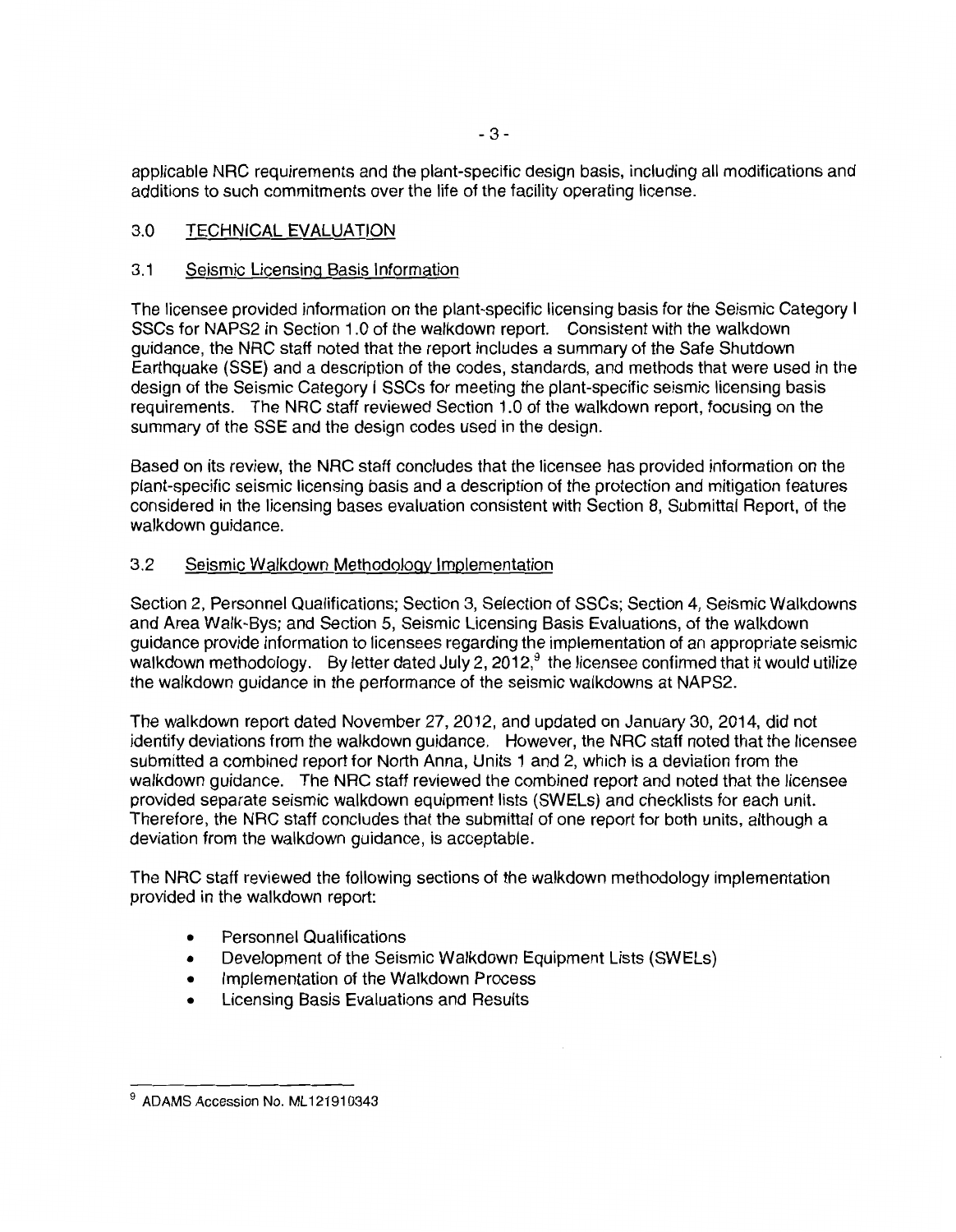applicable NRC requirements and the plant-specific design basis, including all modifications and additions to such commitments over the life of the facility operating license.

## 3.0 TECHNICAL EVALUATION

### 3.1 Seismic Licensing Basis Information

The licensee provided information on the plant-specific licensing basis for the Seismic Category I SSCs for NAPS2 in Section 1.0 of the walkdown report. Consistent with the walkdown guidance, the NRC staff noted that the report includes a summary of the Safe Shutdown Earthquake (SSE) and a description of the codes, standards, and methods that were used in the design of the Seismic Category I SSCs for meeting the plant-specific seismic licensing basis requirements. The NRC staff reviewed Section 1.0 of the walkdown report, focusing on the summary of the SSE and the design codes used in the design.

Based on its review, the NRC staff concludes that the licensee has provided information on the plant-specific seismic licensing basis and a description of the protection and mitigation features considered in the licensing bases evaluation consistent with Section 8, Submittal Report, of the walkdown guidance.

### 3.2 Seismic Walkdown Methodology Implementation

Section 2, Personnel Qualifications; Section 3, Selection of SSCs; Section 4, Seismic Walkdowns and Area Walk-Bys; and Section 5, Seismic Licensing Basis Evaluations, of the walkdown guidance provide information to licensees regarding the implementation of an appropriate seismic walkdown methodology. By letter dated July 2, 2012,[9] the licensee confirmed that it would utilize the walkdown guidance in the performance of the seismic walkdowns at NAPS2.

The walkdown report dated November 27, 2012, and updated on January 30, 2014, did not identify deviations from the walkdown guidance. However, the NRC staff noted that the licensee submitted a combined report for North Anna, Units 1 and 2, which is a deviation from the walkdown guidance. The NRC staff reviewed the combined report and noted that the licensee provided separate seismic walkdown equipment lists (SWELs) and checklists for each unit. Therefore, the NRC staff concludes that the submittal of one report for both units, although a deviation from the walkdown guidance, is acceptable.

The NRC staff reviewed the following sections of the walkdown methodology implementation provided in the walkdown report:

- Personnel Qualifications
- Development of the Seismic Walkdown Equipment Lists (SWELs)
- Implementation of the Walkdown Process
- Licensing Basis Evaluations and Results

---

[9] ADAMS Accession No. ML121910343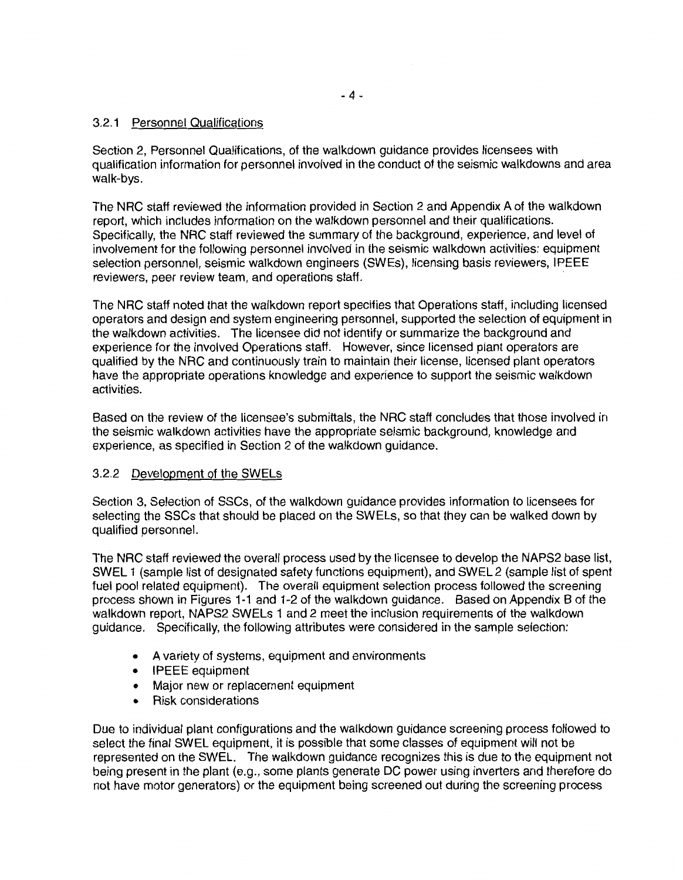### 3.2.1 Personnel Qualifications

Section 2, Personnel Qualifications, of the walkdown guidance provides licensees with qualification information for personnel involved in the conduct of the seismic walkdowns and area walk-bys.

The NRC staff reviewed the information provided in Section 2 and Appendix A of the walkdown report, which includes information on the walkdown personnel and their qualifications. Specifically, the NRC staff reviewed the summary of the background, experience, and level of involvement for the following personnel involved in the seismic walkdown activities: equipment selection personnel, seismic walkdown engineers (SWEs), licensing basis reviewers, IPEEE reviewers, peer review team, and operations staff.

The NRC staff noted that the walkdown report specifies that Operations staff, including licensed operators and design and system engineering personnel, supported the selection of equipment in the walkdown activities. The licensee did not identify or summarize the background and experience for the involved Operations staff. However, since licensed plant operators are qualified by the NRC and continuously train to maintain their license, licensed plant operators have the appropriate operations knowledge and experience to support the seismic walkdown activities.

Based on the review of the licensee's submittals, the NRC staff concludes that those involved in the seismic walkdown activities have the appropriate seismic background, knowledge and experience, as specified in Section 2 of the walkdown guidance.

### 3.2.2 Development of the SWELs

Section 3, Selection of SSCs, of the walkdown guidance provides information to licensees for selecting the SSCs that should be placed on the SWELs, so that they can be walked down by qualified personnel.

The NRC staff reviewed the overall process used by the licensee to develop the NAPS2 base list, SWEL 1 (sample list of designated safety functions equipment), and SWEL 2 (sample list of spent fuel pool related equipment). The overall equipment selection process followed the screening process shown in Figures 1-1 and 1-2 of the walkdown guidance. Based on Appendix B of the walkdown report, NAPS2 SWELs 1 and 2 meet the inclusion requirements of the walkdown guidance. Specifically, the following attributes were considered in the sample selection:

- A variety of systems, equipment and environments
- IPEEE equipment
- Major new or replacement equipment
- Risk considerations

Due to individual plant configurations and the walkdown guidance screening process followed to select the final SWEL equipment, it is possible that some classes of equipment will not be represented on the SWEL. The walkdown guidance recognizes this is due to the equipment not being present in the plant (e.g., some plants generate DC power using inverters and therefore do not have motor generators) or the equipment being screened out during the screening process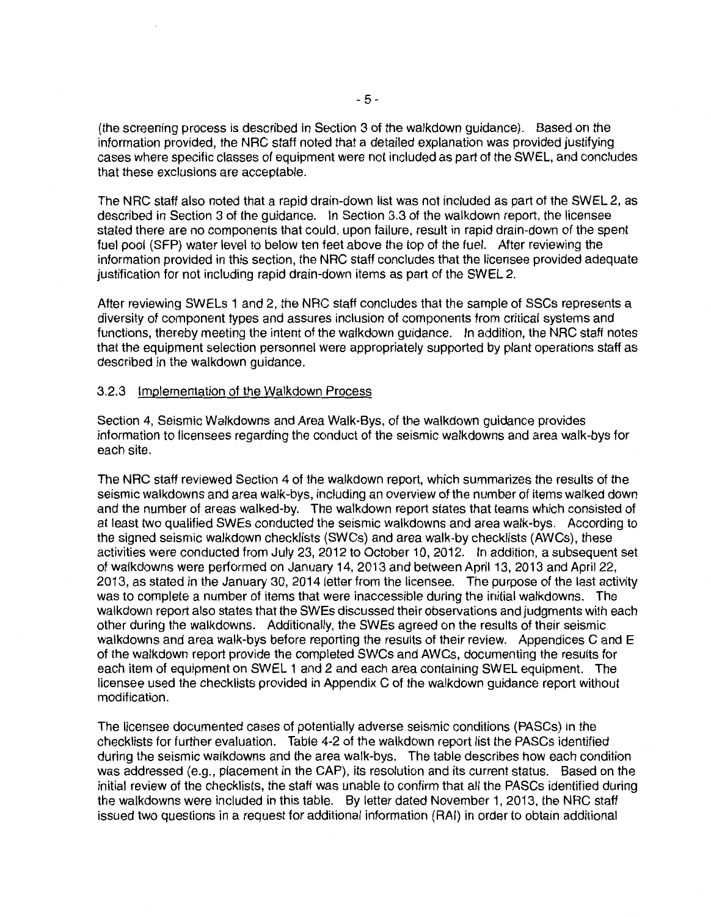(the screening process is described in Section 3 of the walkdown guidance). Based on the information provided, the NRC staff noted that a detailed explanation was provided justifying cases where specific classes of equipment were not included as part of the SWEL, and concludes that these exclusions are acceptable.

The NRC staff also noted that a rapid drain-down list was not included as part of the SWEL 2, as described in Section 3 of the guidance. In Section 3.3 of the walkdown report, the licensee stated there are no components that could, upon failure, result in rapid drain-down of the spent fuel pool (SFP) water level to below ten feet above the top of the fuel. After reviewing the information provided in this section, the NRC staff concludes that the licensee provided adequate justification for not including rapid drain-down items as part of the SWEL 2.

After reviewing SWELs 1 and 2, the NRC staff concludes that the sample of SSCs represents a diversity of component types and assures inclusion of components from critical systems and functions, thereby meeting the intent of the walkdown guidance. In addition, the NRC staff notes that the equipment selection personnel were appropriately supported by plant operations staff as described in the walkdown guidance.

### 3.2.3 Implementation of the Walkdown Process

Section 4, Seismic Walkdowns and Area Walk-Bys, of the walkdown guidance provides information to licensees regarding the conduct of the seismic walkdowns and area walk-bys for each site.

The NRC staff reviewed Section 4 of the walkdown report, which summarizes the results of the seismic walkdowns and area walk-bys, including an overview of the number of items walked down and the number of areas walked-by. The walkdown report states that teams which consisted of at least two qualified SWEs conducted the seismic walkdowns and area walk-bys. According to the signed seismic walkdown checklists (SWCs) and area walk-by checklists (AWCs), these activities were conducted from July 23, 2012 to October 10, 2012. In addition, a subsequent set of walkdowns were performed on January 14, 2013 and between April 13, 2013 and April 22, 2013, as stated in the January 30, 2014 letter from the licensee. The purpose of the last activity was to complete a number of items that were inaccessible during the initial walkdowns. The walkdown report also states that the SWEs discussed their observations and judgments with each other during the walkdowns. Additionally, the SWEs agreed on the results of their seismic walkdowns and area walk-bys before reporting the results of their review. Appendices C and E of the walkdown report provide the completed SWCs and AWCs, documenting the results for each item of equipment on SWEL 1 and 2 and each area containing SWEL equipment. The licensee used the checklists provided in Appendix C of the walkdown guidance report without modification.

The licensee documented cases of potentially adverse seismic conditions (PASCs) in the checklists for further evaluation. Table 4-2 of the walkdown report list the PASCs identified during the seismic walkdowns and the area walk-bys. The table describes how each condition was addressed (e.g., placement in the CAP), its resolution and its current status. Based on the initial review of the checklists, the staff was unable to confirm that all the PASCs identified during the walkdowns were included in this table. By letter dated November 1, 2013, the NRC staff issued two questions in a request for additional information (RAI) in order to obtain additional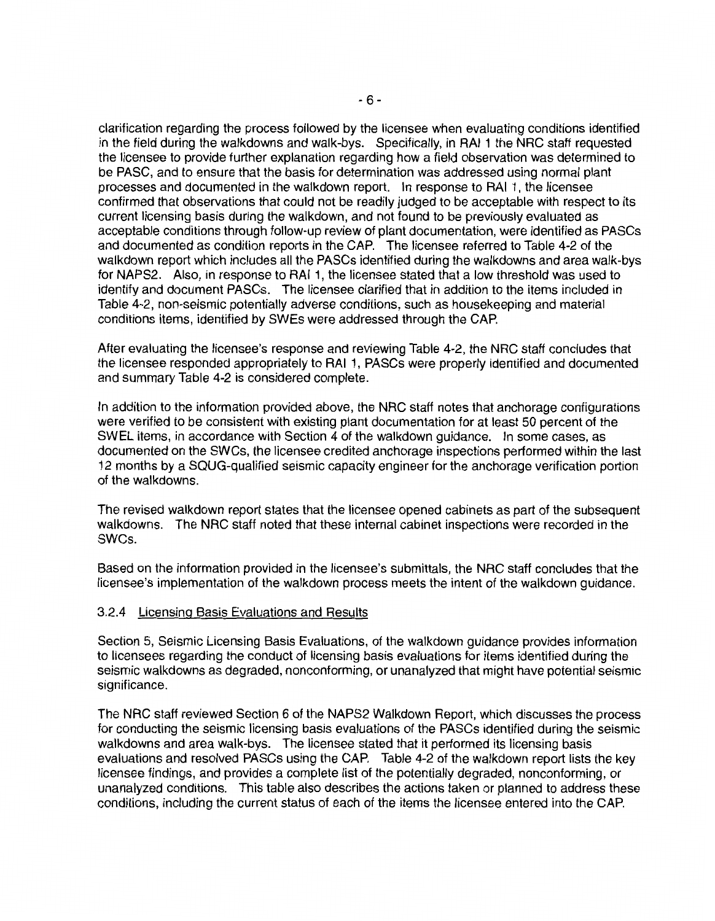clarification regarding the process followed by the licensee when evaluating conditions identified in the field during the walkdowns and walk-bys. Specifically, in RAI 1 the NRC staff requested the licensee to provide further explanation regarding how a field observation was determined to be PASC, and to ensure that the basis for determination was addressed using normal plant processes and documented in the walkdown report. In response to RAI 1, the licensee confirmed that observations that could not be readily judged to be acceptable with respect to its current licensing basis during the walkdown, and not found to be previously evaluated as acceptable conditions through follow-up review of plant documentation, were identified as PASCs and documented as condition reports in the CAP. The licensee referred to Table 4-2 of the walkdown report which includes all the PASCs identified during the walkdowns and area walk-bys for NAPS2. Also, in response to RAI 1, the licensee stated that a low threshold was used to identify and document PASCs. The licensee clarified that in addition to the items included in Table 4-2, non-seismic potentially adverse conditions, such as housekeeping and material conditions items, identified by SWEs were addressed through the CAP.

After evaluating the licensee's response and reviewing Table 4-2, the NRC staff concludes that the licensee responded appropriately to RAI 1, PASCs were properly identified and documented and summary Table 4-2 is considered complete.

In addition to the information provided above, the NRC staff notes that anchorage configurations were verified to be consistent with existing plant documentation for at least 50 percent of the SWEL items, in accordance with Section 4 of the walkdown guidance. In some cases, as documented on the SWCs, the licensee credited anchorage inspections performed within the last 12 months by a SQUG-qualified seismic capacity engineer for the anchorage verification portion of the walkdowns.

The revised walkdown report states that the licensee opened cabinets as part of the subsequent walkdowns. The NRC staff noted that these internal cabinet inspections were recorded in the SWCs.

Based on the information provided in the licensee's submittals, the NRC staff concludes that the licensee's implementation of the walkdown process meets the intent of the walkdown guidance.

### 3.2.4 Licensing Basis Evaluations and Results

Section 5, Seismic Licensing Basis Evaluations, of the walkdown guidance provides information to licensees regarding the conduct of licensing basis evaluations for items identified during the seismic walkdowns as degraded, nonconforming, or unanalyzed that might have potential seismic significance.

The NRC staff reviewed Section 6 of the NAPS2 Walkdown Report, which discusses the process for conducting the seismic licensing basis evaluations of the PASCs identified during the seismic walkdowns and area walk-bys. The licensee stated that it performed its licensing basis evaluations and resolved PASCs using the CAP. Table 4-2 of the walkdown report lists the key licensee findings, and provides a complete list of the potentially degraded, nonconforming, or unanalyzed conditions. This table also describes the actions taken or planned to address these conditions, including the current status of each of the items the licensee entered into the CAP.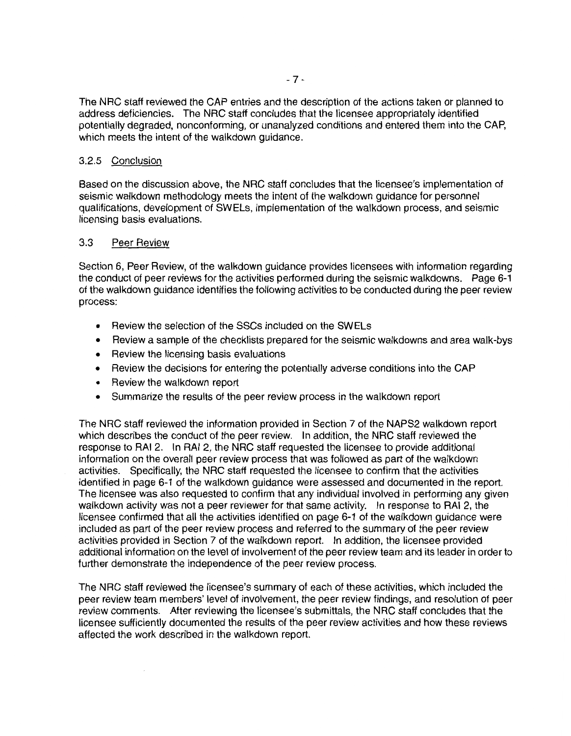The NRC staff reviewed the CAP entries and the description of the actions taken or planned to address deficiencies. The NRC staff concludes that the licensee appropriately identified potentially degraded, nonconforming, or unanalyzed conditions and entered them into the CAP, which meets the intent of the walkdown guidance.

### 3.2.5 Conclusion

Based on the discussion above, the NRC staff concludes that the licensee's implementation of seismic walkdown methodology meets the intent of the walkdown guidance for personnel qualifications, development of SWELs, implementation of the walkdown process, and seismic licensing basis evaluations.

## 3.3 Peer Review

Section 6, Peer Review, of the walkdown guidance provides licensees with information regarding the conduct of peer reviews for the activities performed during the seismic walkdowns. Page 6-1 of the walkdown guidance identifies the following activities to be conducted during the peer review process:

- Review the selection of the SSCs included on the SWELs
- Review a sample of the checklists prepared for the seismic walkdowns and area walk-bys
- Review the licensing basis evaluations
- Review the decisions for entering the potentially adverse conditions into the CAP
- Review the walkdown report
- Summarize the results of the peer review process in the walkdown report

The NRC staff reviewed the information provided in Section 7 of the NAPS2 walkdown report which describes the conduct of the peer review. In addition, the NRC staff reviewed the response to RAI 2. In RAI 2, the NRC staff requested the licensee to provide additional information on the overall peer review process that was followed as part of the walkdown activities. Specifically, the NRC staff requested the licensee to confirm that the activities identified in page 6-1 of the walkdown guidance were assessed and documented in the report. The licensee was also requested to confirm that any individual involved in performing any given walkdown activity was not a peer reviewer for that same activity. In response to RAI 2, the licensee confirmed that all the activities identified on page 6-1 of the walkdown guidance were included as part of the peer review process and referred to the summary of the peer review activities provided in Section 7 of the walkdown report. In addition, the licensee provided additional information on the level of involvement of the peer review team and its leader in order to further demonstrate the independence of the peer review process.

The NRC staff reviewed the licensee's summary of each of these activities, which included the peer review team members' level of involvement, the peer review findings, and resolution of peer review comments. After reviewing the licensee's submittals, the NRC staff concludes that the licensee sufficiently documented the results of the peer review activities and how these reviews affected the work described in the walkdown report.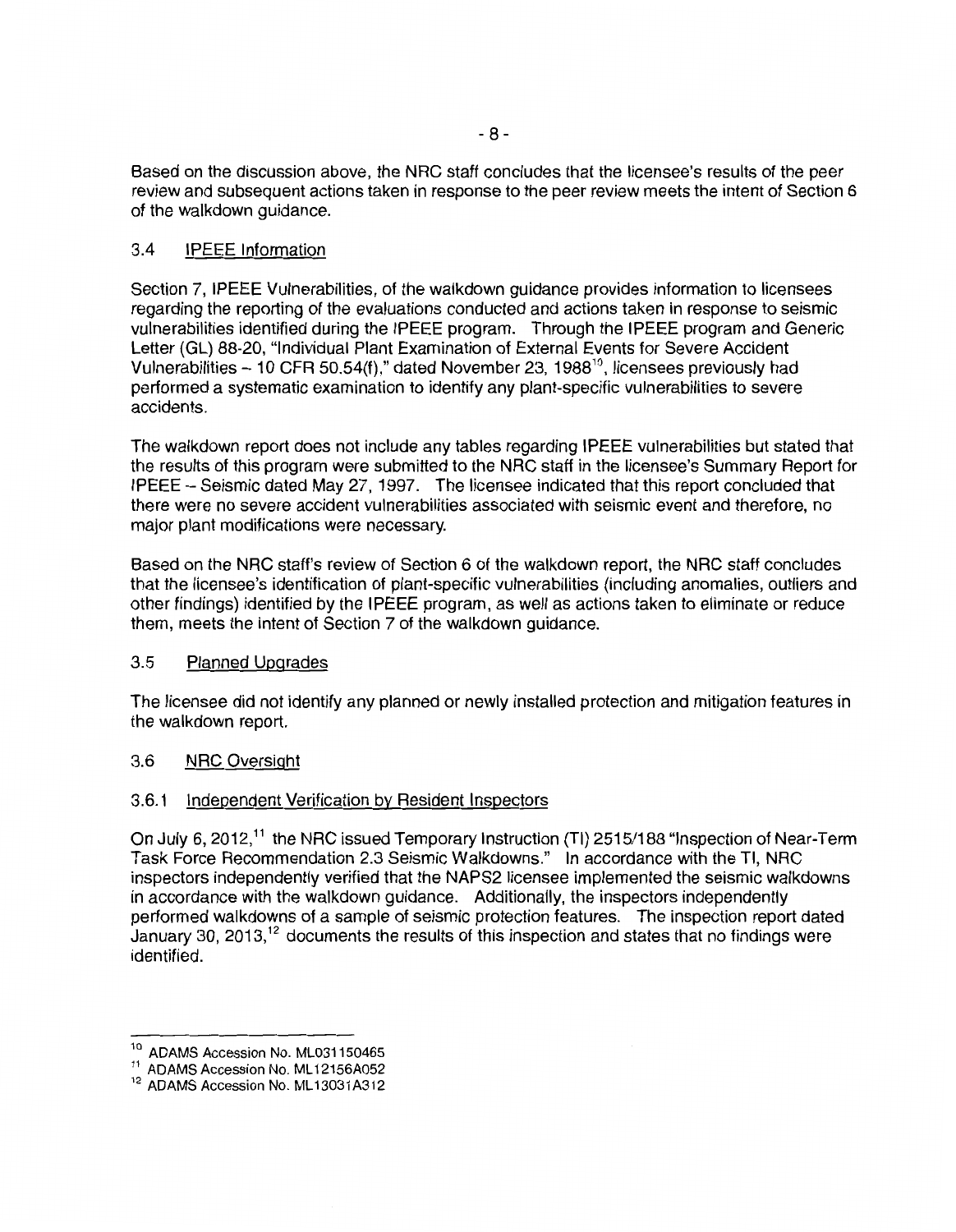Based on the discussion above, the NRC staff concludes that the licensee's results of the peer review and subsequent actions taken in response to the peer review meets the intent of Section 6 of the walkdown guidance.

### 3.4 IPEEE Information

Section 7, IPEEE Vulnerabilities, of the walkdown guidance provides information to licensees regarding the reporting of the evaluations conducted and actions taken in response to seismic vulnerabilities identified during the IPEEE program. Through the IPEEE program and Generic Letter (GL) 88-20, "Individual Plant Examination of External Events for Severe Accident Vulnerabilities – 10 CFR 50.54(f)," dated November 23, 1988[10], licensees previously had performed a systematic examination to identify any plant-specific vulnerabilities to severe accidents.

The walkdown report does not include any tables regarding IPEEE vulnerabilities but stated that the results of this program were submitted to the NRC staff in the licensee's Summary Report for IPEEE – Seismic dated May 27, 1997. The licensee indicated that this report concluded that there were no severe accident vulnerabilities associated with seismic event and therefore, no major plant modifications were necessary.

Based on the NRC staff's review of Section 6 of the walkdown report, the NRC staff concludes that the licensee's identification of plant-specific vulnerabilities (including anomalies, outliers and other findings) identified by the IPEEE program, as well as actions taken to eliminate or reduce them, meets the intent of Section 7 of the walkdown guidance.

### 3.5 Planned Upgrades

The licensee did not identify any planned or newly installed protection and mitigation features in the walkdown report.

### 3.6 NRC Oversight

#### 3.6.1 Independent Verification by Resident Inspectors

On July 6, 2012,[11] the NRC issued Temporary Instruction (TI) 2515/188 "Inspection of Near-Term Task Force Recommendation 2.3 Seismic Walkdowns." In accordance with the TI, NRC inspectors independently verified that the NAPS2 licensee implemented the seismic walkdowns in accordance with the walkdown guidance. Additionally, the inspectors independently performed walkdowns of a sample of seismic protection features. The inspection report dated January 30, 2013,[12] documents the results of this inspection and states that no findings were identified.

---

[10] ADAMS Accession No. ML031150465

[11] ADAMS Accession No. ML12156A052

[12] ADAMS Accession No. ML13031A312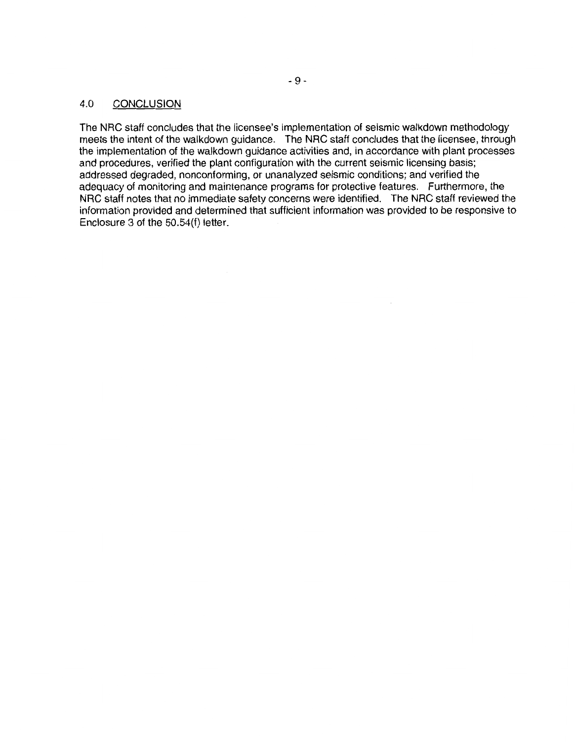## 4.0 CONCLUSION

The NRC staff concludes that the licensee's implementation of seismic walkdown methodology meets the intent of the walkdown guidance. The NRC staff concludes that the licensee, through the implementation of the walkdown guidance activities and, in accordance with plant processes and procedures, verified the plant configuration with the current seismic licensing basis; addressed degraded, nonconforming, or unanalyzed seismic conditions; and verified the adequacy of monitoring and maintenance programs for protective features. Furthermore, the NRC staff notes that no immediate safety concerns were identified. The NRC staff reviewed the information provided and determined that sufficient information was provided to be responsive to Enclosure 3 of the 50.54(f) letter.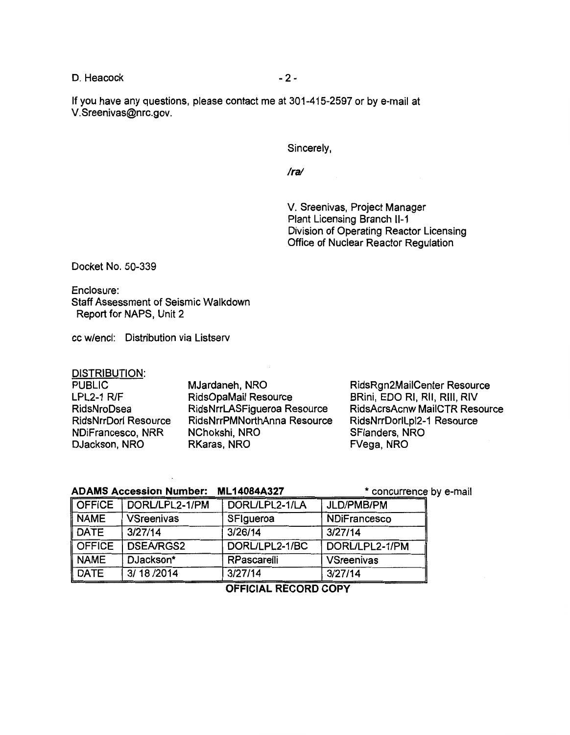D. Heacock

If you have any questions, please contact me at 301-415-2597 or by e-mail at V.Sreenivas@nrc.gov.

Sincerely,

*/ra/*

V. Sreenivas, Project Manager
Plant Licensing Branch II-1
Division of Operating Reactor Licensing
Office of Nuclear Reactor Regulation

Docket No. 50-339

Enclosure:
Staff Assessment of Seismic Walkdown
Report for NAPS, Unit 2

cc w/encl: Distribution via Listserv

DISTRIBUTION:

PUBLIC
LPL2-1 R/F
RidsNroDsea
RidsNrrDorl Resource
NDiFrancesco, NRR
DJackson, NRO
MJardaneh, NRO
RidsOpaMail Resource
RidsNrrLASFigueroa Resource
RidsNrrPMNorthAnna Resource
NChokshi, NRO
RKaras, NRO
RidsRgn2MailCenter Resource
BRini, EDO RI, RII, RIII, RIV
RidsAcrsAcnw MailCTR Resource
RidsNrrDorlLpl2-1 Resource
SFlanders, NRO
FVega, NRO

**ADAMS Accession Number: ML14084A327** * concurrence by e-mail

| | | | |
|---|---|---|---|
| OFFICE | DORL/LPL2-1/PM | DORL/LPL2-1/LA | JLD/PMB/PM |
| NAME | VSreenivas | SFigueroa | NDiFrancesco |
| DATE | 3/27/14 | 3/26/14 | 3/27/14 |
| OFFICE | DSEA/RGS2 | DORL/LPL2-1/BC | DORL/LPL2-1/PM |
| NAME | DJackson* | RPascarelli | VSreenivas |
| DATE | 3/ 18 /2014 | 3/27/14 | 3/27/14 |

**OFFICIAL RECORD COPY**